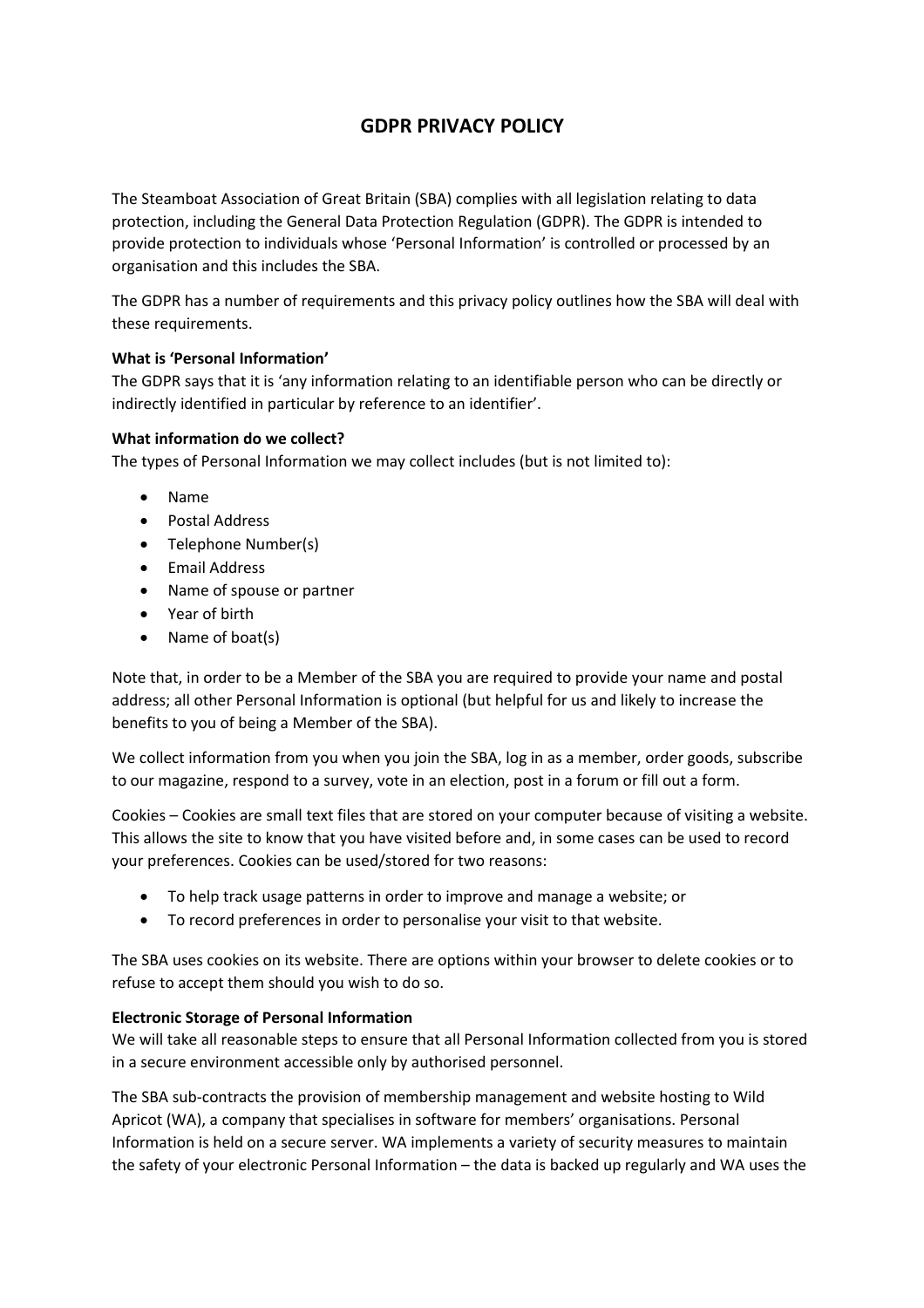# GDPR PRIVACY POLICY

The Steamboat Association of Great Britain (SBA) complies with all legislation relating to data protection, including the General Data Protection Regulation (GDPR). The GDPR is intended to provide protection to individuals whose 'Personal Information' is controlled or processed by an organisation and this includes the SBA.

The GDPR has a number of requirements and this privacy policy outlines how the SBA will deal with these requirements.

**What is 'Personal Information'**

The GDPR says that it is 'any information relating to an identifiable person who can be directly or indirectly identified in particular by reference to an identifier'.

**What information do we collect?**

The types of Personal Information we may collect includes (but is not limited to):

- Name
- Postal Address
- Telephone Number(s)
- Email Address
- Name of spouse or partner
- Year of birth
- Name of boat(s)

Note that, in order to be a Member of the SBA you are required to provide your name and postal address; all other Personal Information is optional (but helpful for us and likely to increase the benefits to you of being a Member of the SBA).

We collect information from you when you join the SBA, log in as a member, order goods, subscribe to our magazine, respond to a survey, vote in an election, post in a forum or fill out a form.

Cookies – Cookies are small text files that are stored on your computer because of visiting a website. This allows the site to know that you have visited before and, in some cases can be used to record your preferences. Cookies can be used/stored for two reasons:

- To help track usage patterns in order to improve and manage a website; or
- To record preferences in order to personalise your visit to that website.

The SBA uses cookies on its website. There are options within your browser to delete cookies or to refuse to accept them should you wish to do so.

**Electronic Storage of Personal Information**

We will take all reasonable steps to ensure that all Personal Information collected from you is stored in a secure environment accessible only by authorised personnel.

The SBA sub-contracts the provision of membership management and website hosting to Wild Apricot (WA), a company that specialises in software for members' organisations. Personal Information is held on a secure server. WA implements a variety of security measures to maintain the safety of your electronic Personal Information – the data is backed up regularly and WA uses the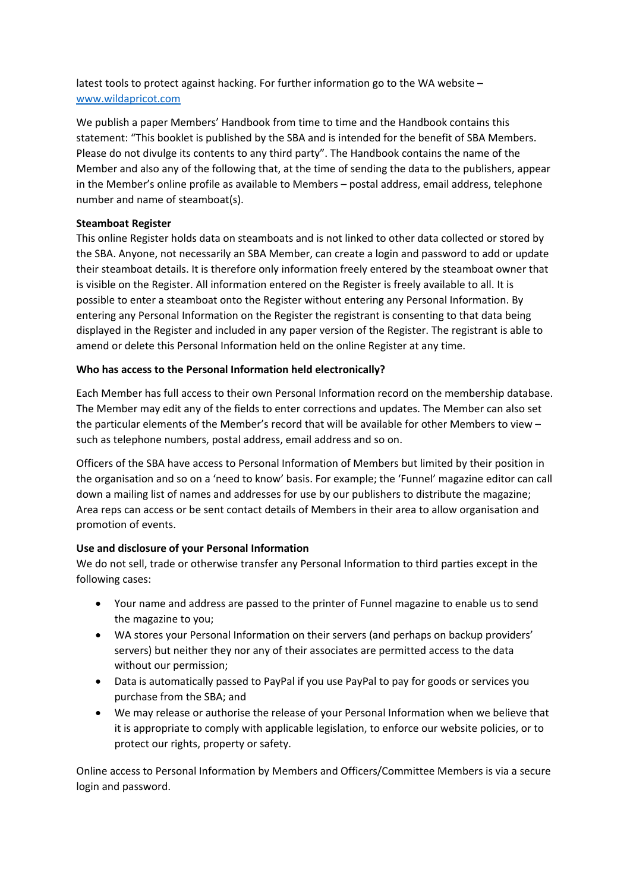latest tools to protect against hacking. For further information go to the WA website – [www.wildapricot.com](http://www.wildapricot.com)

We publish a paper Members' Handbook from time to time and the Handbook contains this statement: "This booklet is published by the SBA and is intended for the benefit of SBA Members. Please do not divulge its contents to any third party". The Handbook contains the name of the Member and also any of the following that, at the time of sending the data to the publishers, appear in the Member's online profile as available to Members – postal address, email address, telephone number and name of steamboat(s).

**Steamboat Register**

This online Register holds data on steamboats and is not linked to other data collected or stored by the SBA. Anyone, not necessarily an SBA Member, can create a login and password to add or update their steamboat details. It is therefore only information freely entered by the steamboat owner that is visible on the Register. All information entered on the Register is freely available to all. It is possible to enter a steamboat onto the Register without entering any Personal Information. By entering any Personal Information on the Register the registrant is consenting to that data being displayed in the Register and included in any paper version of the Register. The registrant is able to amend or delete this Personal Information held on the online Register at any time.

**Who has access to the Personal Information held electronically?**

Each Member has full access to their own Personal Information record on the membership database. The Member may edit any of the fields to enter corrections and updates. The Member can also set the particular elements of the Member's record that will be available for other Members to view – such as telephone numbers, postal address, email address and so on.

Officers of the SBA have access to Personal Information of Members but limited by their position in the organisation and so on a 'need to know' basis. For example; the 'Funnel' magazine editor can call down a mailing list of names and addresses for use by our publishers to distribute the magazine; Area reps can access or be sent contact details of Members in their area to allow organisation and promotion of events.

**Use and disclosure of your Personal Information**

We do not sell, trade or otherwise transfer any Personal Information to third parties except in the following cases:

- Your name and address are passed to the printer of Funnel magazine to enable us to send the magazine to you;
- WA stores your Personal Information on their servers (and perhaps on backup providers' servers) but neither they nor any of their associates are permitted access to the data without our permission;
- Data is automatically passed to PayPal if you use PayPal to pay for goods or services you purchase from the SBA; and
- We may release or authorise the release of your Personal Information when we believe that it is appropriate to comply with applicable legislation, to enforce our website policies, or to protect our rights, property or safety.

Online access to Personal Information by Members and Officers/Committee Members is via a secure login and password.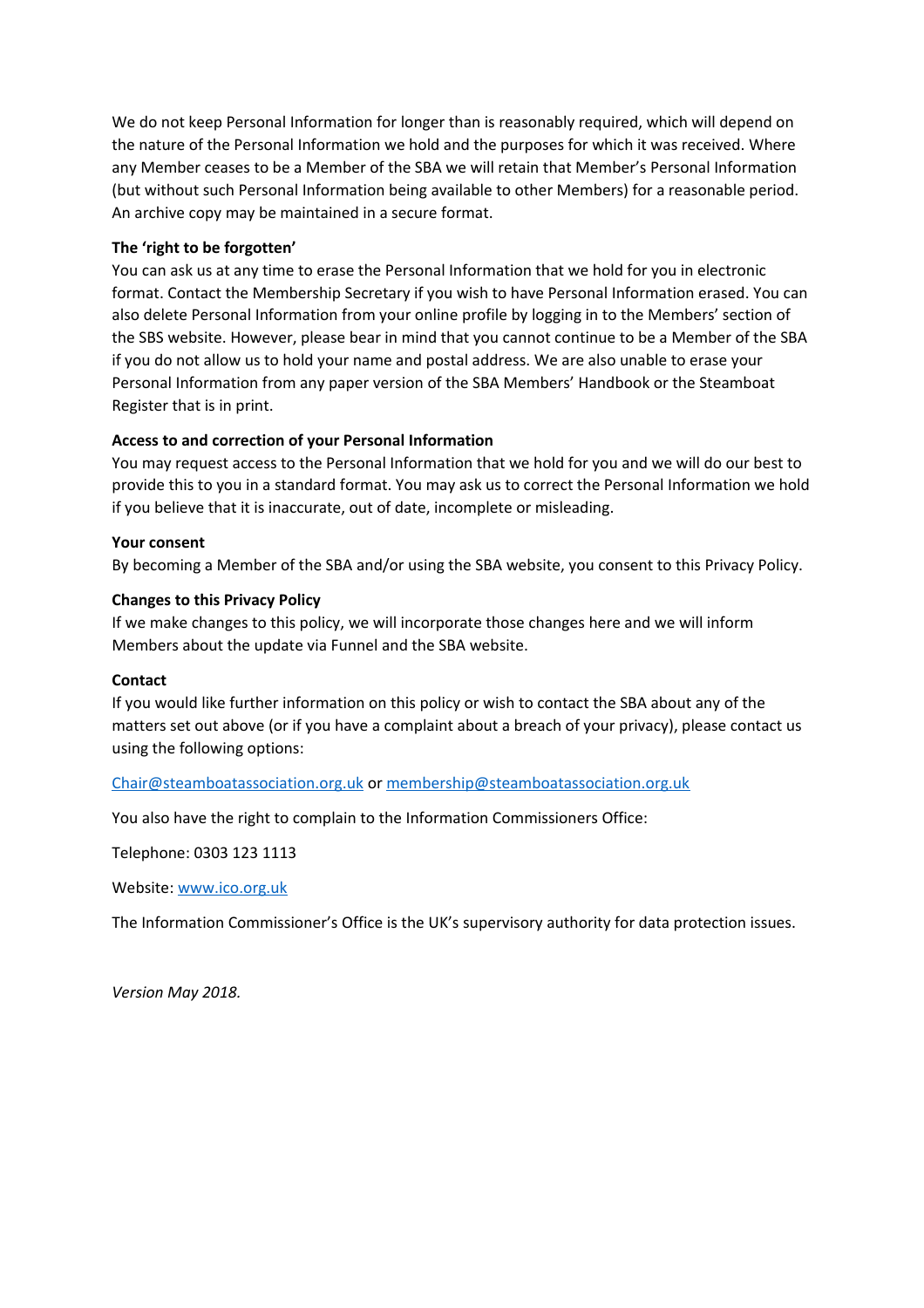We do not keep Personal Information for longer than is reasonably required, which will depend on the nature of the Personal Information we hold and the purposes for which it was received. Where any Member ceases to be a Member of the SBA we will retain that Member's Personal Information (but without such Personal Information being available to other Members) for a reasonable period. An archive copy may be maintained in a secure format.

**The 'right to be forgotten'**

You can ask us at any time to erase the Personal Information that we hold for you in electronic format. Contact the Membership Secretary if you wish to have Personal Information erased. You can also delete Personal Information from your online profile by logging in to the Members' section of the SBS website. However, please bear in mind that you cannot continue to be a Member of the SBA if you do not allow us to hold your name and postal address. We are also unable to erase your Personal Information from any paper version of the SBA Members' Handbook or the Steamboat Register that is in print.

**Access to and correction of your Personal Information**

You may request access to the Personal Information that we hold for you and we will do our best to provide this to you in a standard format. You may ask us to correct the Personal Information we hold if you believe that it is inaccurate, out of date, incomplete or misleading.

**Your consent**

By becoming a Member of the SBA and/or using the SBA website, you consent to this Privacy Policy.

**Changes to this Privacy Policy**

If we make changes to this policy, we will incorporate those changes here and we will inform Members about the update via Funnel and the SBA website.

**Contact**

If you would like further information on this policy or wish to contact the SBA about any of the matters set out above (or if you have a complaint about a breach of your privacy), please contact us using the following options:

[Chair@steamboatassociation.org.uk](mailto:Chair@steamboatassociation.org.uk) or [membership@steamboatassociation.org.uk](mailto:membership@steamboatassociation.org.uk)

You also have the right to complain to the Information Commissioners Office:

Telephone: 0303 123 1113

Website: [www.ico.org.uk](http://www.ico.org.uk)

The Information Commissioner's Office is the UK's supervisory authority for data protection issues.

*Version May 2018.*